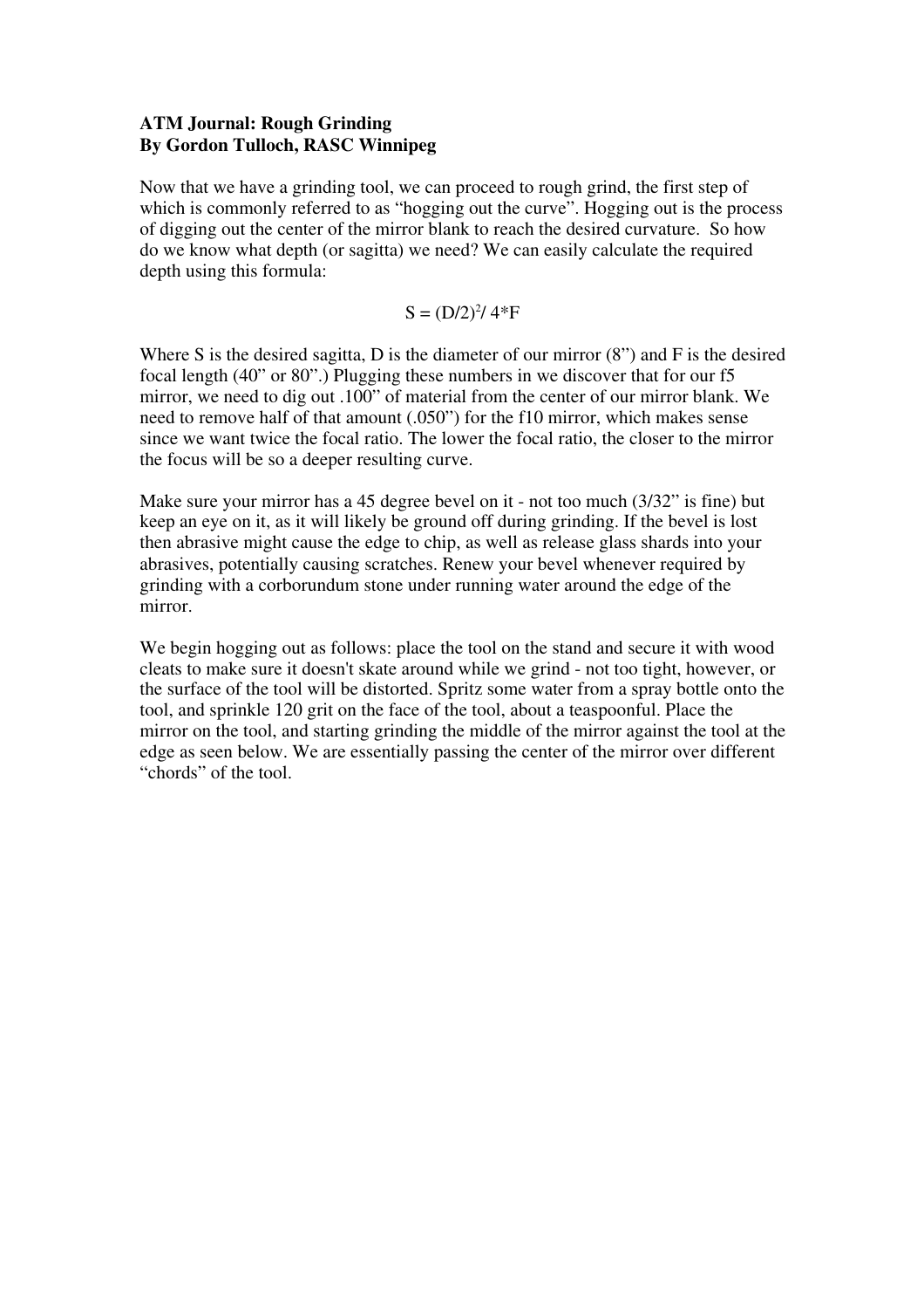**ATM Journal: Rough Grinding**
**By Gordon Tulloch, RASC Winnipeg**

Now that we have a grinding tool, we can proceed to rough grind, the first step of which is commonly referred to as "hogging out the curve". Hogging out is the process of digging out the center of the mirror blank to reach the desired curvature. So how do we know what depth (or sagitta) we need? We can easily calculate the required depth using this formula:

$$S = (D/2)^2 / 4*F$$

Where S is the desired sagitta, D is the diameter of our mirror (8") and F is the desired focal length (40" or 80".) Plugging these numbers in we discover that for our f5 mirror, we need to dig out .100" of material from the center of our mirror blank. We need to remove half of that amount (.050") for the f10 mirror, which makes sense since we want twice the focal ratio. The lower the focal ratio, the closer to the mirror the focus will be so a deeper resulting curve.

Make sure your mirror has a 45 degree bevel on it - not too much (3/32" is fine) but keep an eye on it, as it will likely be ground off during grinding. If the bevel is lost then abrasive might cause the edge to chip, as well as release glass shards into your abrasives, potentially causing scratches. Renew your bevel whenever required by grinding with a corborundum stone under running water around the edge of the mirror.

We begin hogging out as follows: place the tool on the stand and secure it with wood cleats to make sure it doesn't skate around while we grind - not too tight, however, or the surface of the tool will be distorted. Spritz some water from a spray bottle onto the tool, and sprinkle 120 grit on the face of the tool, about a teaspoonful. Place the mirror on the tool, and starting grinding the middle of the mirror against the tool at the edge as seen below. We are essentially passing the center of the mirror over different "chords" of the tool.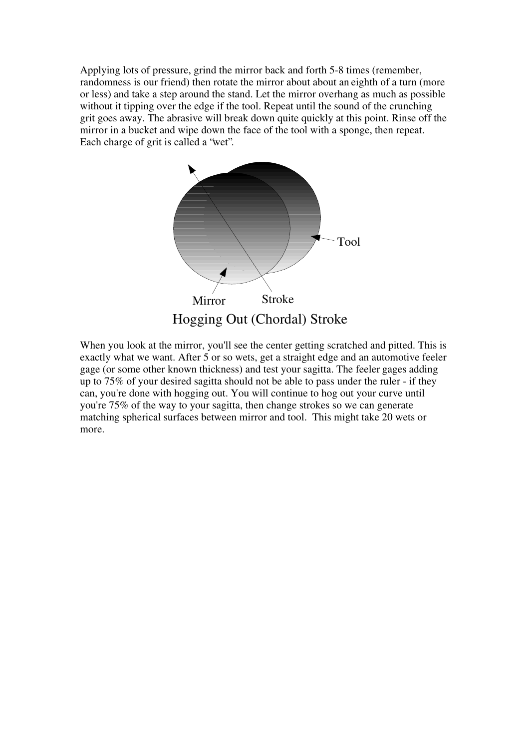Applying lots of pressure, grind the mirror back and forth 5-8 times (remember, randomness is our friend) then rotate the mirror about about an eighth of a turn (more or less) and take a step around the stand. Let the mirror overhang as much as possible without it tipping over the edge if the tool. Repeat until the sound of the crunching grit goes away. The abrasive will break down quite quickly at this point. Rinse off the mirror in a bucket and wipe down the face of the tool with a sponge, then repeat. Each charge of grit is called a 'wet".

Tool

Mirror

Stroke

Hogging Out (Chordal) Stroke

When you look at the mirror, you'll see the center getting scratched and pitted. This is exactly what we want. After 5 or so wets, get a straight edge and an automotive feeler gage (or some other known thickness) and test your sagitta. The feeler gages adding up to 75% of your desired sagitta should not be able to pass under the ruler - if they can, you're done with hogging out. You will continue to hog out your curve until you're 75% of the way to your sagitta, then change strokes so we can generate matching spherical surfaces between mirror and tool. This might take 20 wets or more.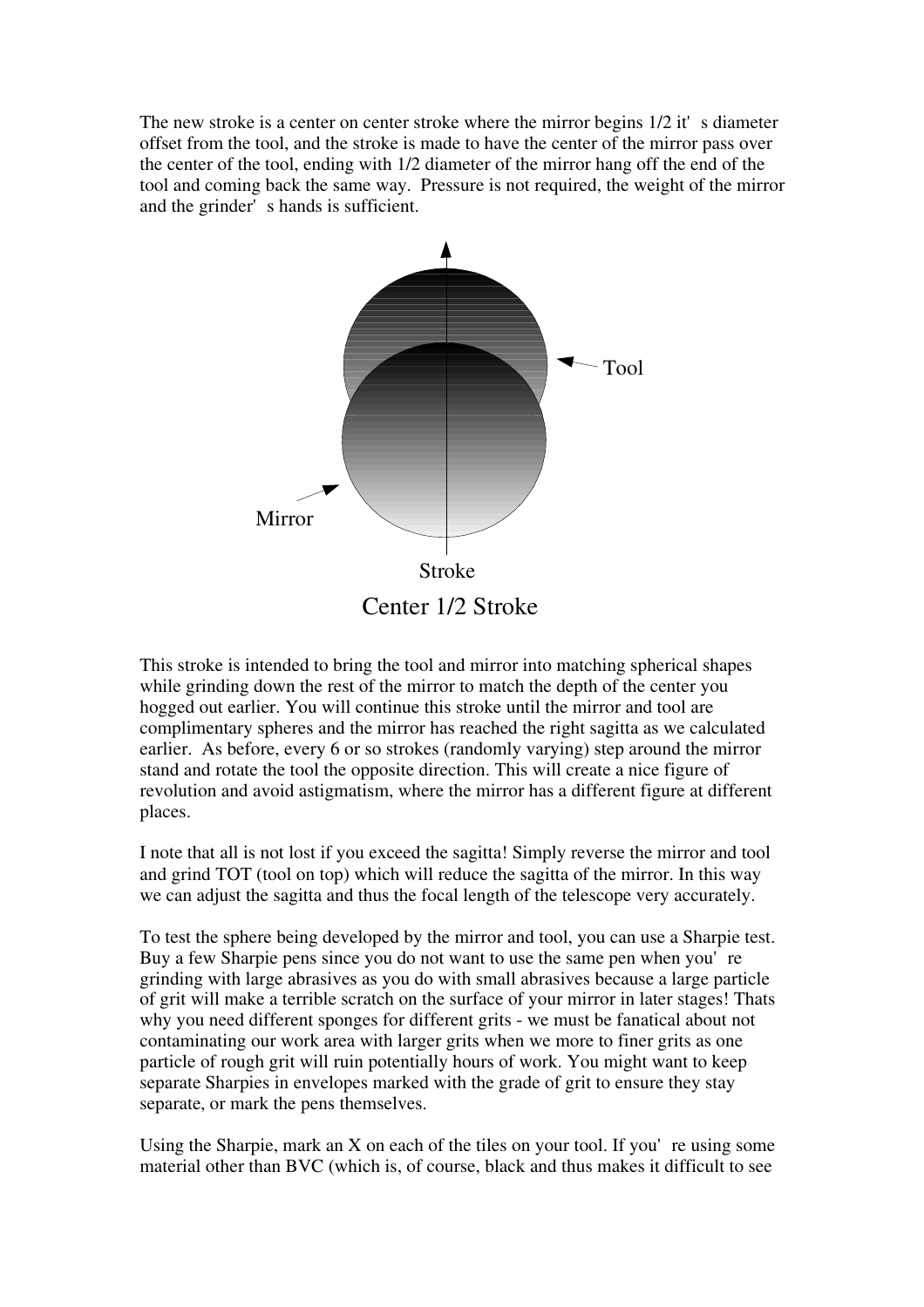The new stroke is a center on center stroke where the mirror begins 1/2 it's diameter offset from the tool, and the stroke is made to have the center of the mirror pass over the center of the tool, ending with 1/2 diameter of the mirror hang off the end of the tool and coming back the same way. Pressure is not required, the weight of the mirror and the grinder's hands is sufficient.

Tool

Mirror

Stroke

Center 1/2 Stroke

This stroke is intended to bring the tool and mirror into matching spherical shapes while grinding down the rest of the mirror to match the depth of the center you hogged out earlier. You will continue this stroke until the mirror and tool are complimentary spheres and the mirror has reached the right sagitta as we calculated earlier. As before, every 6 or so strokes (randomly varying) step around the mirror stand and rotate the tool the opposite direction. This will create a nice figure of revolution and avoid astigmatism, where the mirror has a different figure at different places.

I note that all is not lost if you exceed the sagitta! Simply reverse the mirror and tool and grind TOT (tool on top) which will reduce the sagitta of the mirror. In this way we can adjust the sagitta and thus the focal length of the telescope very accurately.

To test the sphere being developed by the mirror and tool, you can use a Sharpie test. Buy a few Sharpie pens since you do not want to use the same pen when you're grinding with large abrasives as you do with small abrasives because a large particle of grit will make a terrible scratch on the surface of your mirror in later stages! Thats why you need different sponges for different grits - we must be fanatical about not contaminating our work area with larger grits when we more to finer grits as one particle of rough grit will ruin potentially hours of work. You might want to keep separate Sharpies in envelopes marked with the grade of grit to ensure they stay separate, or mark the pens themselves.

Using the Sharpie, mark an X on each of the tiles on your tool. If you're using some material other than BVC (which is, of course, black and thus makes it difficult to see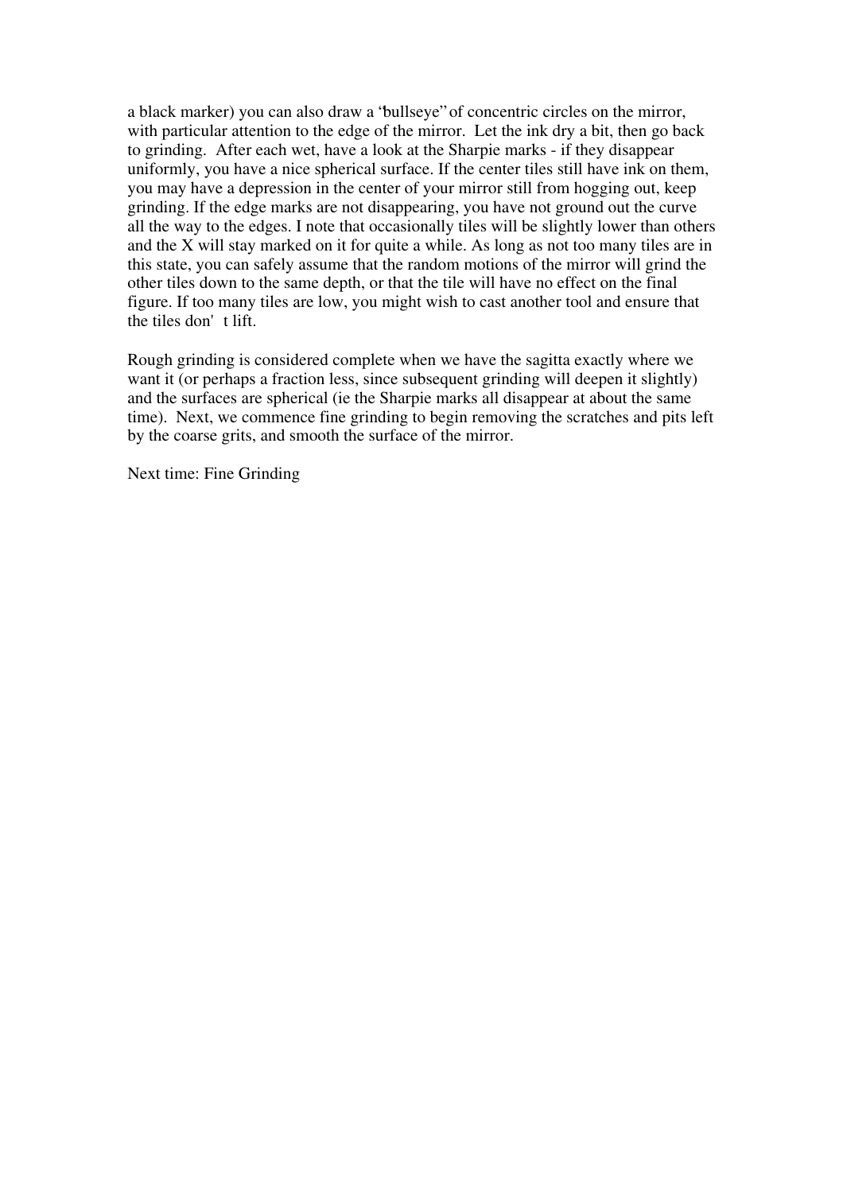a black marker) you can also draw a "bullseye" of concentric circles on the mirror, with particular attention to the edge of the mirror. Let the ink dry a bit, then go back to grinding. After each wet, have a look at the Sharpie marks - if they disappear uniformly, you have a nice spherical surface. If the center tiles still have ink on them, you may have a depression in the center of your mirror still from hogging out, keep grinding. If the edge marks are not disappearing, you have not ground out the curve all the way to the edges. I note that occasionally tiles will be slightly lower than others and the X will stay marked on it for quite a while. As long as not too many tiles are in this state, you can safely assume that the random motions of the mirror will grind the other tiles down to the same depth, or that the tile will have no effect on the final figure. If too many tiles are low, you might wish to cast another tool and ensure that the tiles don't lift.

Rough grinding is considered complete when we have the sagitta exactly where we want it (or perhaps a fraction less, since subsequent grinding will deepen it slightly) and the surfaces are spherical (ie the Sharpie marks all disappear at about the same time). Next, we commence fine grinding to begin removing the scratches and pits left by the coarse grits, and smooth the surface of the mirror.

Next time: Fine Grinding